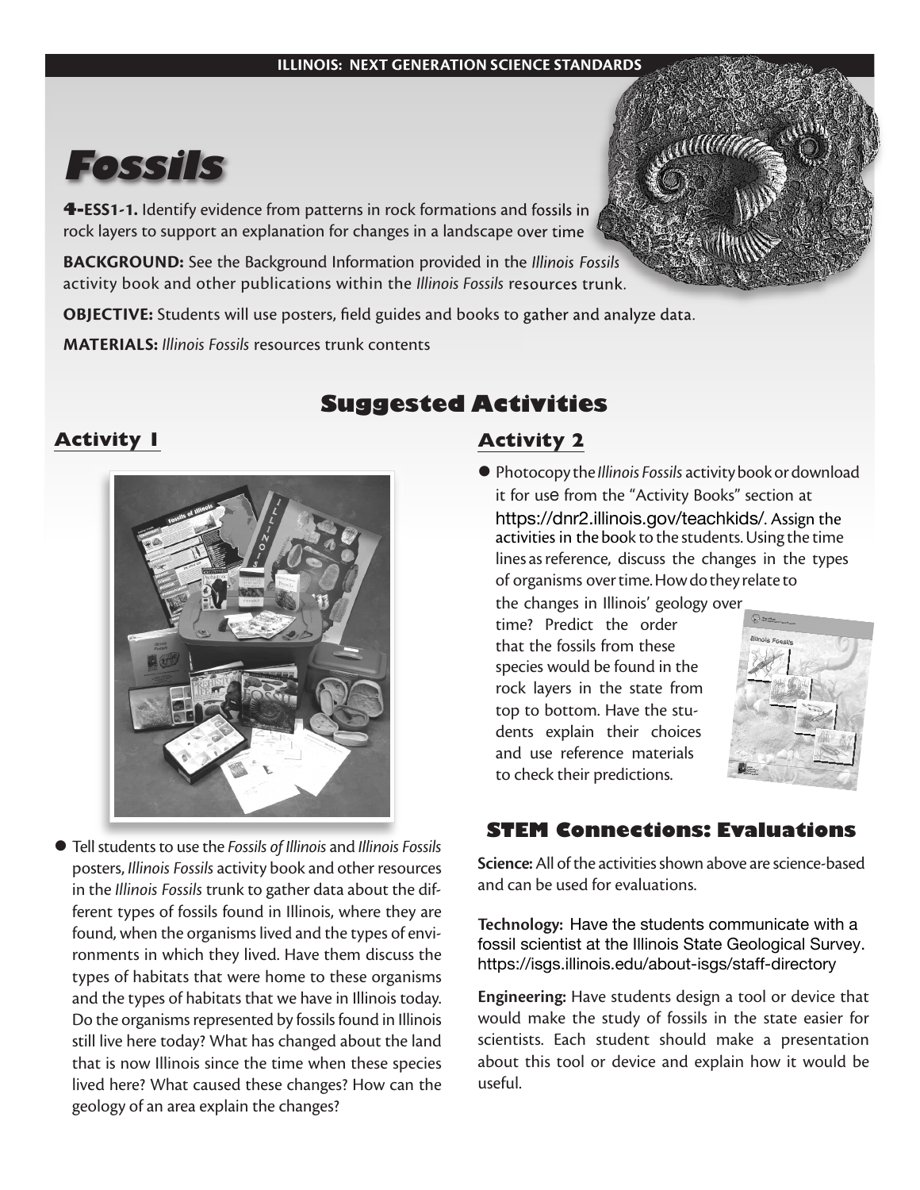# Fossils

**4-ESS1-1.** Identify evidence from patterns in rock formations and fossils in rock layers to support an explanation for changes in a landscape over time

**BACKGROUND:** See the Background Information provided in the *Illinois Fossils* activity book and other publications within the *Illinois Fossils* resources trunk.

**OBJECTIVE:** Students will use posters, field guides and books to gather and analyze data.

**MATERIALS:** *Illinois Fossils* resources trunk contents

## Suggested Activities

### Activity 1

- Tell students to use the *Fossils of Illinois* and *Illinois Fossils* posters, *Illinois Fossils* activity book and other resources in the *Illinois Fossils* trunk to gather data about the different types of fossils found in Illinois, where they are found, when the organisms lived and the types of environments in which they lived. Have them discuss the types of habitats that were home to these organisms and the types of habitats that we have in Illinois today. Do the organisms represented by fossils found in Illinois still live here today? What has changed about the land that is now Illinois since the time when these species lived here? What caused these changes? How can the geology of an area explain the changes?

### Activity 2

- Photocopy the *Illinois Fossils* activity book or download it for use from the "Activity Books" section at https://dnr2.illinois.gov/teachkids/. Assign the activities in the book to the students. Using the time lines as reference, discuss the changes in the types of organisms over time. How do they relate to the changes in Illinois' geology over time? Predict the order that the fossils from these species would be found in the rock layers in the state from top to bottom. Have the students explain their choices and use reference materials to check their predictions.

## STEM Connections: Evaluations

**Science:** All of the activities shown above are science-based and can be used for evaluations.

**Technology:** Have the students communicate with a fossil scientist at the Illinois State Geological Survey. https://isgs.illinois.edu/about-isgs/staff-directory

**Engineering:** Have students design a tool or device that would make the study of fossils in the state easier for scientists. Each student should make a presentation about this tool or device and explain how it would be useful.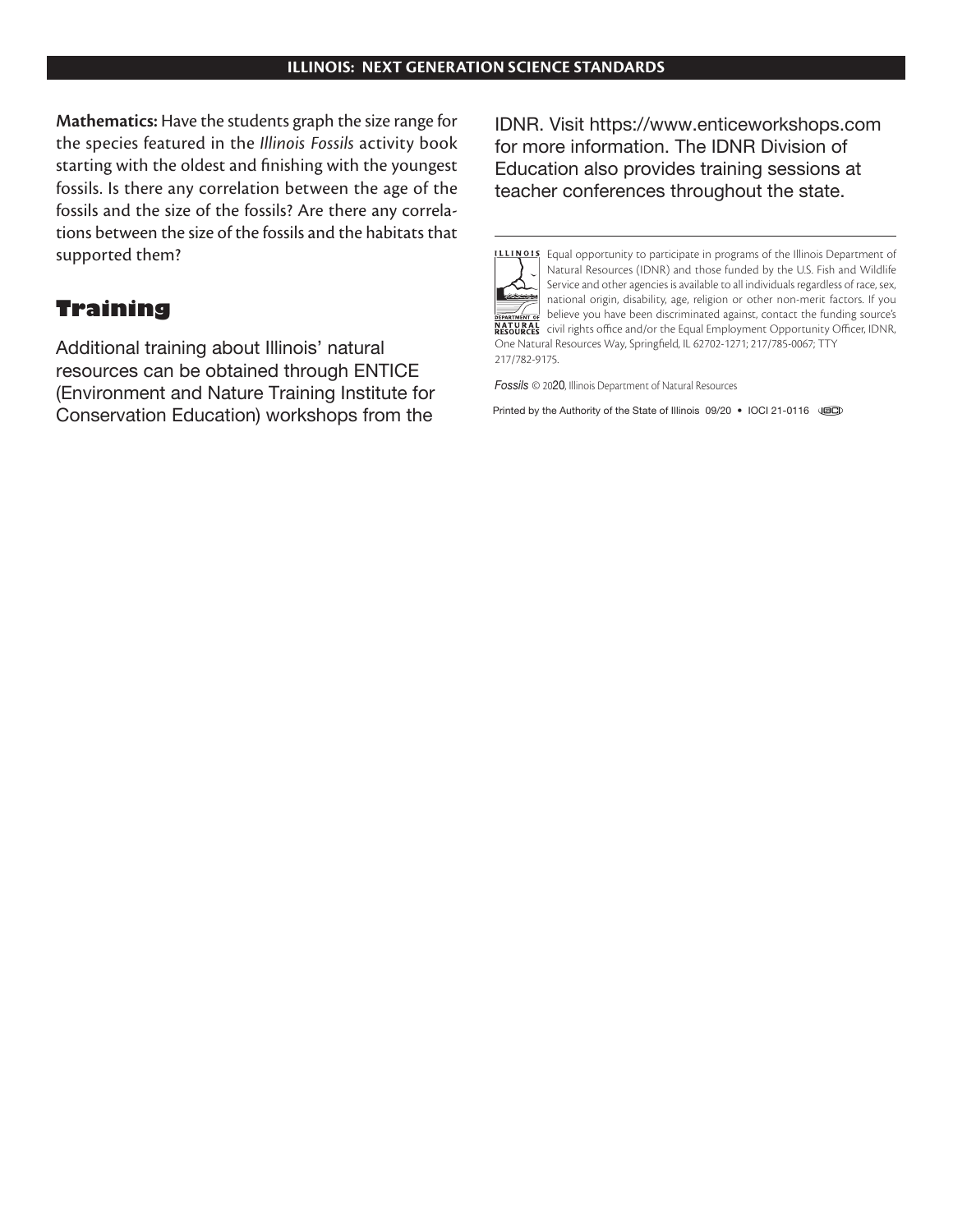**Mathematics:** Have the students graph the size range for the species featured in the *Illinois Fossils* activity book starting with the oldest and finishing with the youngest fossils. Is there any correlation between the age of the fossils and the size of the fossils? Are there any correlations between the size of the fossils and the habitats that supported them?

## Training

Additional training about Illinois' natural resources can be obtained through ENTICE (Environment and Nature Training Institute for Conservation Education) workshops from the IDNR. Visit https://www.enticeworkshops.com for more information. The IDNR Division of Education also provides training sessions at teacher conferences throughout the state.

---

ILLINOIS DEPARTMENT OF NATURAL RESOURCES

Equal opportunity to participate in programs of the Illinois Department of Natural Resources (IDNR) and those funded by the U.S. Fish and Wildlife Service and other agencies is available to all individuals regardless of race, sex, national origin, disability, age, religion or other non-merit factors. If you believe you have been discriminated against, contact the funding source's civil rights office and/or the Equal Employment Opportunity Officer, IDNR, One Natural Resources Way, Springfield, IL 62702-1271; 217/785-0067; TTY 217/782-9175.

*Fossils* © 2020, Illinois Department of Natural Resources

Printed by the Authority of the State of Illinois 09/20 • IOCI 21-0116